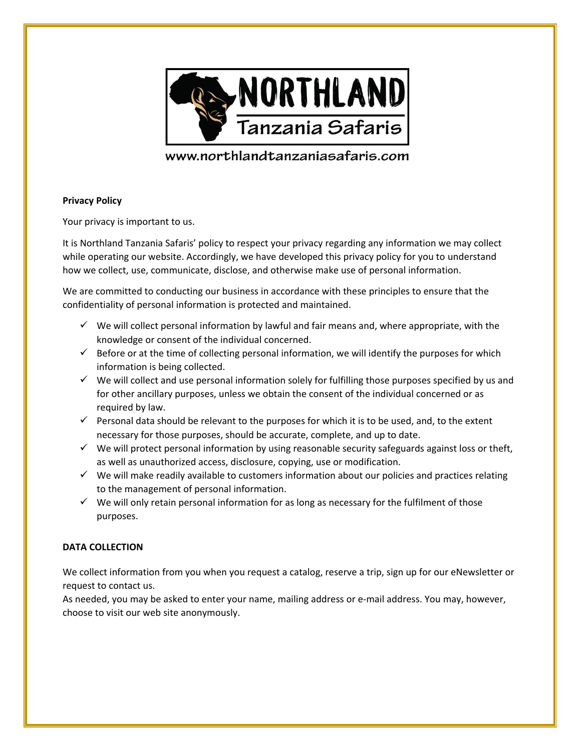www.northlandtanzaniasafaris.com

**Privacy Policy**

Your privacy is important to us.

It is Northland Tanzania Safaris' policy to respect your privacy regarding any information we may collect while operating our website. Accordingly, we have developed this privacy policy for you to understand how we collect, use, communicate, disclose, and otherwise make use of personal information.

We are committed to conducting our business in accordance with these principles to ensure that the confidentiality of personal information is protected and maintained.

- ✓ We will collect personal information by lawful and fair means and, where appropriate, with the knowledge or consent of the individual concerned.
- ✓ Before or at the time of collecting personal information, we will identify the purposes for which information is being collected.
- ✓ We will collect and use personal information solely for fulfilling those purposes specified by us and for other ancillary purposes, unless we obtain the consent of the individual concerned or as required by law.
- ✓ Personal data should be relevant to the purposes for which it is to be used, and, to the extent necessary for those purposes, should be accurate, complete, and up to date.
- ✓ We will protect personal information by using reasonable security safeguards against loss or theft, as well as unauthorized access, disclosure, copying, use or modification.
- ✓ We will make readily available to customers information about our policies and practices relating to the management of personal information.
- ✓ We will only retain personal information for as long as necessary for the fulfilment of those purposes.

**DATA COLLECTION**

We collect information from you when you request a catalog, reserve a trip, sign up for our eNewsletter or request to contact us.
As needed, you may be asked to enter your name, mailing address or e-mail address. You may, however, choose to visit our web site anonymously.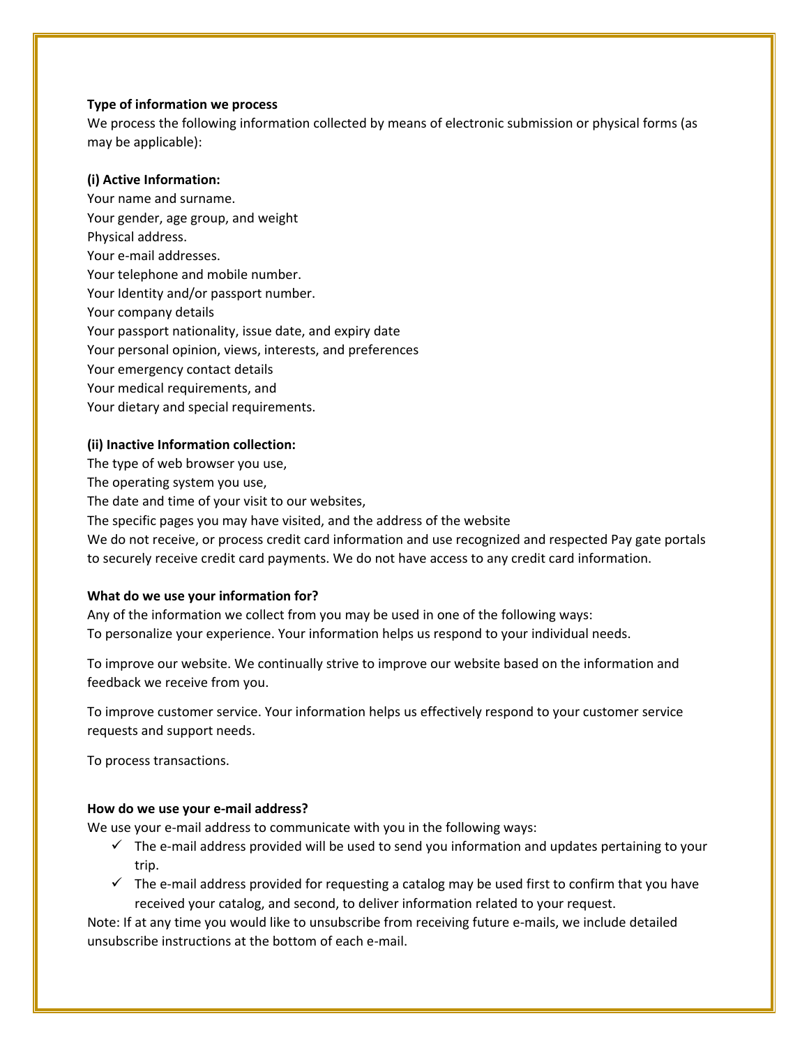**Type of information we process**

We process the following information collected by means of electronic submission or physical forms (as may be applicable):

**(i) Active Information:**

Your name and surname.
Your gender, age group, and weight
Physical address.
Your e-mail addresses.
Your telephone and mobile number.
Your Identity and/or passport number.
Your company details
Your passport nationality, issue date, and expiry date
Your personal opinion, views, interests, and preferences
Your emergency contact details
Your medical requirements, and
Your dietary and special requirements.

**(ii) Inactive Information collection:**

The type of web browser you use,
The operating system you use,
The date and time of your visit to our websites,
The specific pages you may have visited, and the address of the website
We do not receive, or process credit card information and use recognized and respected Pay gate portals to securely receive credit card payments. We do not have access to any credit card information.

**What do we use your information for?**

Any of the information we collect from you may be used in one of the following ways:
To personalize your experience. Your information helps us respond to your individual needs.

To improve our website. We continually strive to improve our website based on the information and feedback we receive from you.

To improve customer service. Your information helps us effectively respond to your customer service requests and support needs.

To process transactions.

**How do we use your e-mail address?**

We use your e-mail address to communicate with you in the following ways:

- ✓ The e-mail address provided will be used to send you information and updates pertaining to your trip.
- ✓ The e-mail address provided for requesting a catalog may be used first to confirm that you have received your catalog, and second, to deliver information related to your request.

Note: If at any time you would like to unsubscribe from receiving future e-mails, we include detailed unsubscribe instructions at the bottom of each e-mail.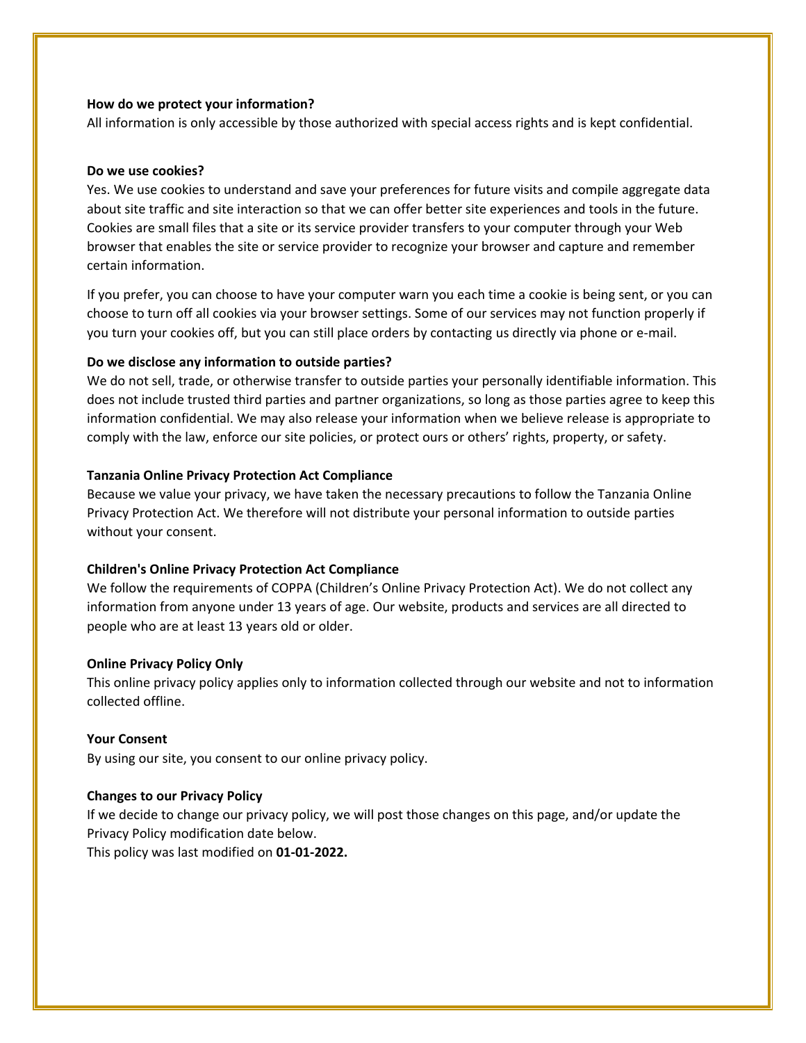**How do we protect your information?**
All information is only accessible by those authorized with special access rights and is kept confidential.

**Do we use cookies?**
Yes. We use cookies to understand and save your preferences for future visits and compile aggregate data about site traffic and site interaction so that we can offer better site experiences and tools in the future. Cookies are small files that a site or its service provider transfers to your computer through your Web browser that enables the site or service provider to recognize your browser and capture and remember certain information.

If you prefer, you can choose to have your computer warn you each time a cookie is being sent, or you can choose to turn off all cookies via your browser settings. Some of our services may not function properly if you turn your cookies off, but you can still place orders by contacting us directly via phone or e-mail.

**Do we disclose any information to outside parties?**
We do not sell, trade, or otherwise transfer to outside parties your personally identifiable information. This does not include trusted third parties and partner organizations, so long as those parties agree to keep this information confidential. We may also release your information when we believe release is appropriate to comply with the law, enforce our site policies, or protect ours or others' rights, property, or safety.

**Tanzania Online Privacy Protection Act Compliance**
Because we value your privacy, we have taken the necessary precautions to follow the Tanzania Online Privacy Protection Act. We therefore will not distribute your personal information to outside parties without your consent.

**Children's Online Privacy Protection Act Compliance**
We follow the requirements of COPPA (Children's Online Privacy Protection Act). We do not collect any information from anyone under 13 years of age. Our website, products and services are all directed to people who are at least 13 years old or older.

**Online Privacy Policy Only**
This online privacy policy applies only to information collected through our website and not to information collected offline.

**Your Consent**
By using our site, you consent to our online privacy policy.

**Changes to our Privacy Policy**
If we decide to change our privacy policy, we will post those changes on this page, and/or update the Privacy Policy modification date below.
This policy was last modified on **01-01-2022.**